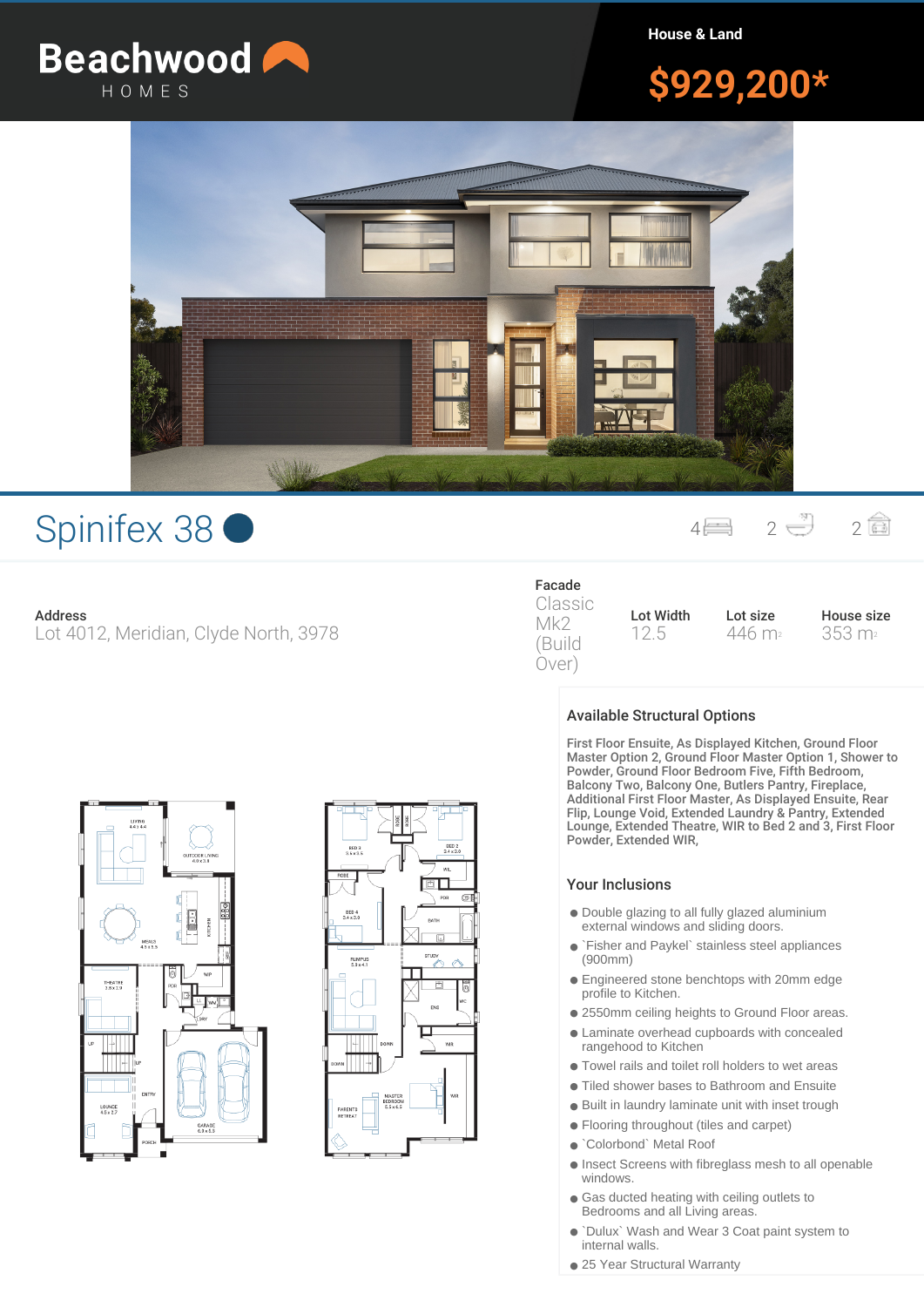# Beachwood HOMES

**House & Land**

**$929,200***

## Spinifex 38

4 | 2 | 2

**Address**
Lot 4012, Meridian, Clyde North, 3978

| Facade | Lot Width | Lot size | House size |
|---|---|---|---|
| Classic Mk2 (Build Over) | 12.5 | 446 $m^2$ | 353 $m^2$ |

### Available Structural Options

First Floor Ensuite, As Displayed Kitchen, Ground Floor Master Option 2, Ground Floor Master Option 1, Shower to Powder, Ground Floor Bedroom Five, Fifth Bedroom, Balcony Two, Balcony One, Butlers Pantry, Fireplace, Additional First Floor Master, As Displayed Ensuite, Rear Flip, Lounge Void, Extended Laundry & Pantry, Extended Lounge, Extended Theatre, WIR to Bed 2 and 3, First Floor Powder, Extended WIR,

### Your Inclusions

- Double glazing to all fully glazed aluminium external windows and sliding doors.
- `Fisher and Paykel` stainless steel appliances (900mm)
- Engineered stone benchtops with 20mm edge profile to Kitchen.
- 2550mm ceiling heights to Ground Floor areas.
- Laminate overhead cupboards with concealed rangehood to Kitchen
- Towel rails and toilet roll holders to wet areas
- Tiled shower bases to Bathroom and Ensuite
- Built in laundry laminate unit with inset trough
- Flooring throughout (tiles and carpet)
- `Colorbond` Metal Roof
- Insect Screens with fibreglass mesh to all openable windows.
- Gas ducted heating with ceiling outlets to Bedrooms and all Living areas.
- `Dulux` Wash and Wear 3 Coat paint system to internal walls.
- 25 Year Structural Warranty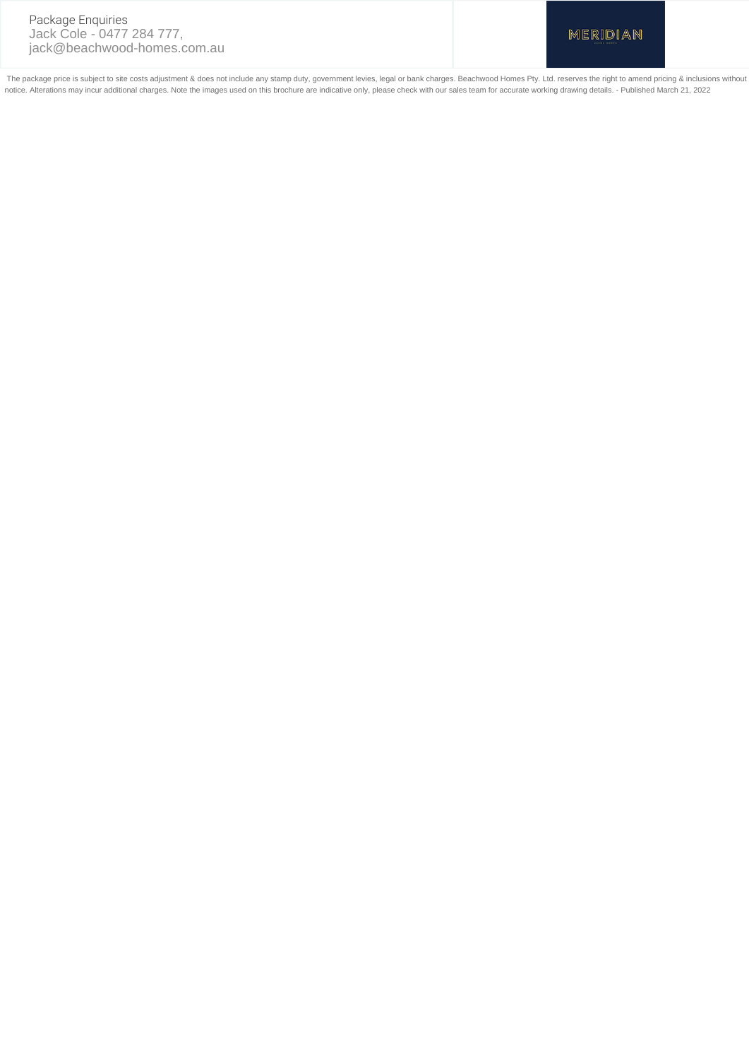Package Enquiries
Jack Cole - 0477 284 777,
jack@beachwood-homes.com.au

MERIDIAN

The package price is subject to site costs adjustment & does not include any stamp duty, government levies, legal or bank charges. Beachwood Homes Pty. Ltd. reserves the right to amend pricing & inclusions without notice. Alterations may incur additional charges. Note the images used on this brochure are indicative only, please check with our sales team for accurate working drawing details. - Published March 21, 2022